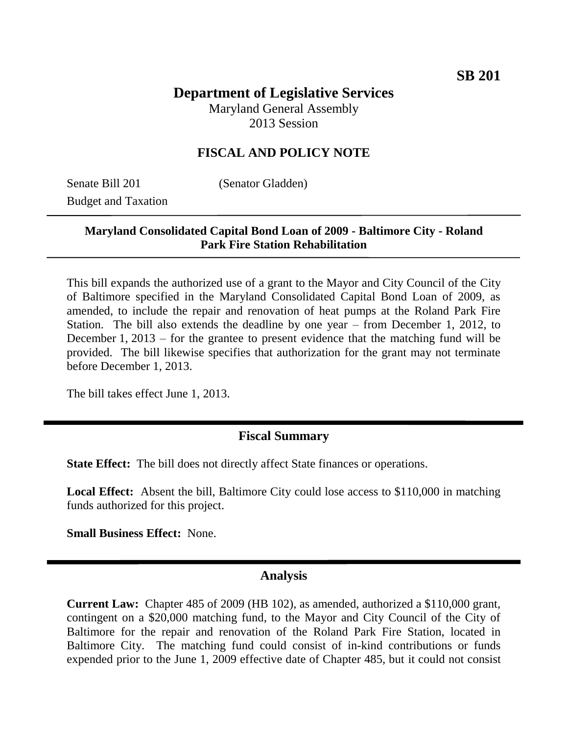**SB 201**

# Department of Legislative Services

Maryland General Assembly
2013 Session

## FISCAL AND POLICY NOTE

Senate Bill 201 (Senator Gladden)
Budget and Taxation

---

**Maryland Consolidated Capital Bond Loan of 2009 - Baltimore City - Roland Park Fire Station Rehabilitation**

---

This bill expands the authorized use of a grant to the Mayor and City Council of the City of Baltimore specified in the Maryland Consolidated Capital Bond Loan of 2009, as amended, to include the repair and renovation of heat pumps at the Roland Park Fire Station. The bill also extends the deadline by one year – from December 1, 2012, to December 1, 2013 – for the grantee to present evidence that the matching fund will be provided. The bill likewise specifies that authorization for the grant may not terminate before December 1, 2013.

The bill takes effect June 1, 2013.

---

## Fiscal Summary

**State Effect:** The bill does not directly affect State finances or operations.

**Local Effect:** Absent the bill, Baltimore City could lose access to $110,000 in matching funds authorized for this project.

**Small Business Effect:** None.

---

## Analysis

**Current Law:** Chapter 485 of 2009 (HB 102), as amended, authorized a $110,000 grant, contingent on a $20,000 matching fund, to the Mayor and City Council of the City of Baltimore for the repair and renovation of the Roland Park Fire Station, located in Baltimore City. The matching fund could consist of in-kind contributions or funds expended prior to the June 1, 2009 effective date of Chapter 485, but it could not consist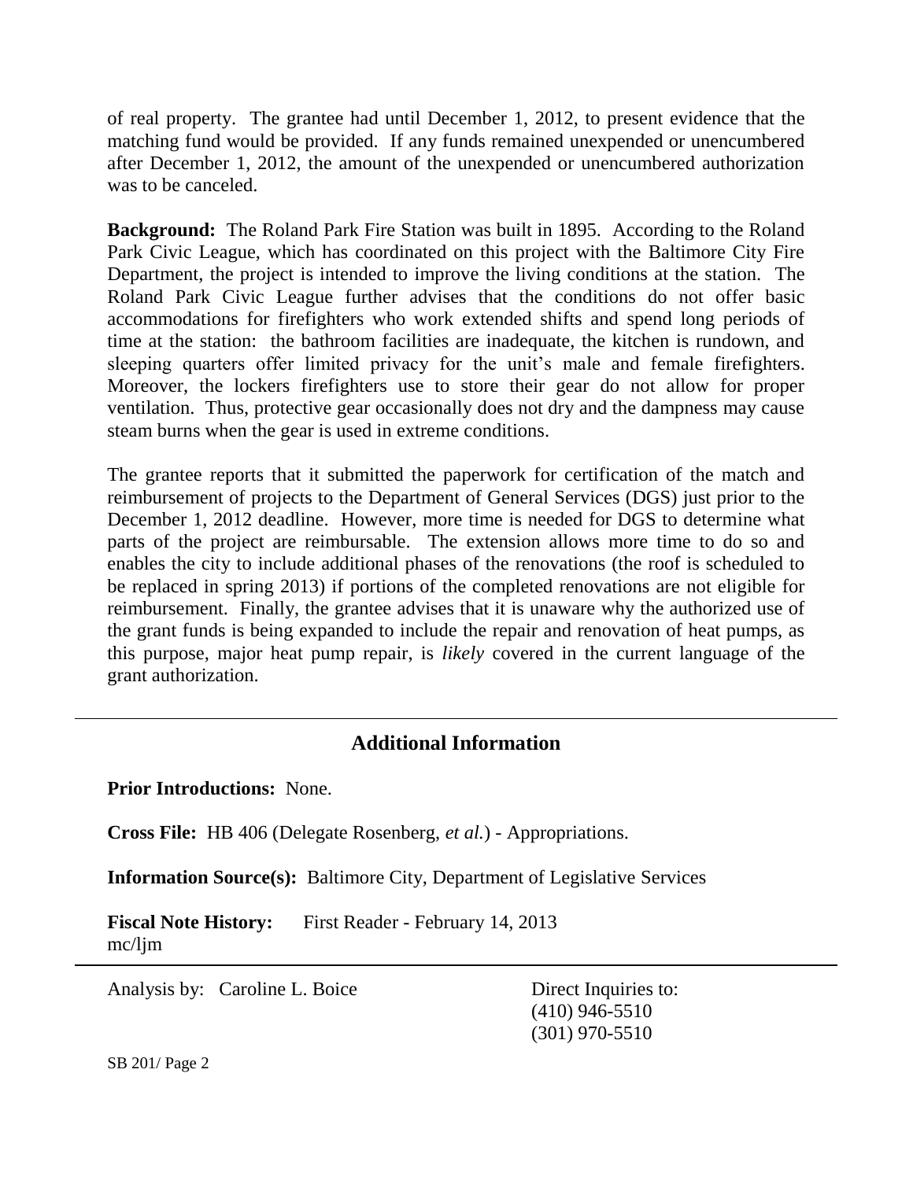of real property. The grantee had until December 1, 2012, to present evidence that the matching fund would be provided. If any funds remained unexpended or unencumbered after December 1, 2012, the amount of the unexpended or unencumbered authorization was to be canceled.

**Background:** The Roland Park Fire Station was built in 1895. According to the Roland Park Civic League, which has coordinated on this project with the Baltimore City Fire Department, the project is intended to improve the living conditions at the station. The Roland Park Civic League further advises that the conditions do not offer basic accommodations for firefighters who work extended shifts and spend long periods of time at the station: the bathroom facilities are inadequate, the kitchen is rundown, and sleeping quarters offer limited privacy for the unit's male and female firefighters. Moreover, the lockers firefighters use to store their gear do not allow for proper ventilation. Thus, protective gear occasionally does not dry and the dampness may cause steam burns when the gear is used in extreme conditions.

The grantee reports that it submitted the paperwork for certification of the match and reimbursement of projects to the Department of General Services (DGS) just prior to the December 1, 2012 deadline. However, more time is needed for DGS to determine what parts of the project are reimbursable. The extension allows more time to do so and enables the city to include additional phases of the renovations (the roof is scheduled to be replaced in spring 2013) if portions of the completed renovations are not eligible for reimbursement. Finally, the grantee advises that it is unaware why the authorized use of the grant funds is being expanded to include the repair and renovation of heat pumps, as this purpose, major heat pump repair, is *likely* covered in the current language of the grant authorization.

## Additional Information

**Prior Introductions:** None.

**Cross File:** HB 406 (Delegate Rosenberg, *et al.*) - Appropriations.

**Information Source(s):** Baltimore City, Department of Legislative Services

**Fiscal Note History:** First Reader - February 14, 2013
mc/ljm

Analysis by: Caroline L. Boice

Direct Inquiries to:
(410) 946-5510
(301) 970-5510